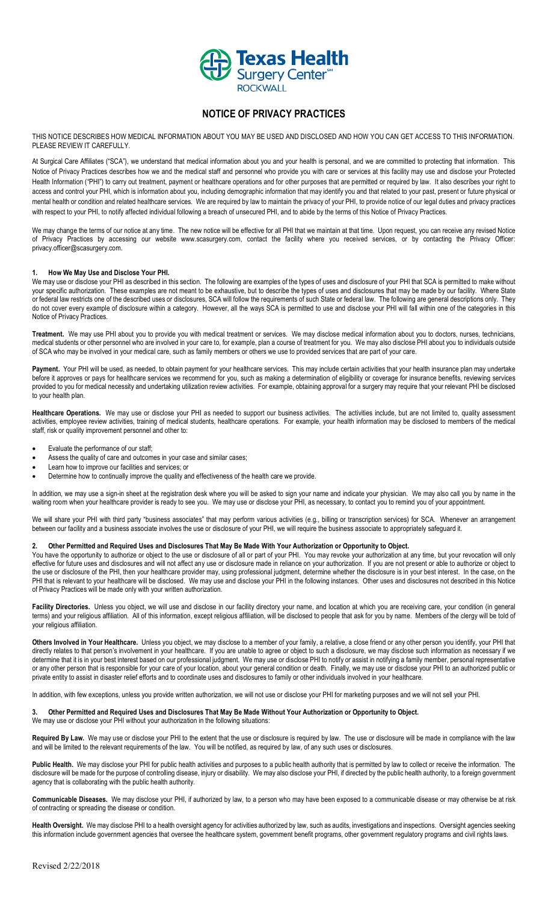# NOTICE OF PRIVACY PRACTICES

THIS NOTICE DESCRIBES HOW MEDICAL INFORMATION ABOUT YOU MAY BE USED AND DISCLOSED AND HOW YOU CAN GET ACCESS TO THIS INFORMATION. PLEASE REVIEW IT CAREFULLY.

At Surgical Care Affiliates ("SCA"), we understand that medical information about you and your health is personal, and we are committed to protecting that information. This Notice of Privacy Practices describes how we and the medical staff and personnel who provide you with care or services at this facility may use and disclose your Protected Health Information ("PHI") to carry out treatment, payment or healthcare operations and for other purposes that are permitted or required by law. It also describes your right to access and control your PHI, which is information about you, including demographic information that may identify you and that related to your past, present or future physical or mental health or condition and related healthcare services. We are required by law to maintain the privacy of your PHI, to provide notice of our legal duties and privacy practices with respect to your PHI, to notify affected individual following a breach of unsecured PHI, and to abide by the terms of this Notice of Privacy Practices.

We may change the terms of our notice at any time. The new notice will be effective for all PHI that we maintain at that time. Upon request, you can receive any revised Notice of Privacy Practices by accessing our website www.scasurgery.com, contact the facility where you received services, or by contacting the Privacy Officer: privacy.officer@scasurgery.com.

## 1. How We May Use and Disclose Your PHI.

We may use or disclose your PHI as described in this section. The following are examples of the types of uses and disclosure of your PHI that SCA is permitted to make without your specific authorization. These examples are not meant to be exhaustive, but to describe the types of uses and disclosures that may be made by our facility. Where State or federal law restricts one of the described uses or disclosures, SCA will follow the requirements of such State or federal law. The following are general descriptions only. They do not cover every example of disclosure within a category. However, all the ways SCA is permitted to use and disclose your PHI will fall within one of the categories in this Notice of Privacy Practices.

**Treatment.** We may use PHI about you to provide you with medical treatment or services. We may disclose medical information about you to doctors, nurses, technicians, medical students or other personnel who are involved in your care to, for example, plan a course of treatment for you. We may also disclose PHI about you to individuals outside of SCA who may be involved in your medical care, such as family members or others we use to provided services that are part of your care.

**Payment.** Your PHI will be used, as needed, to obtain payment for your healthcare services. This may include certain activities that your health insurance plan may undertake before it approves or pays for healthcare services we recommend for you, such as making a determination of eligibility or coverage for insurance benefits, reviewing services provided to you for medical necessity and undertaking utilization review activities. For example, obtaining approval for a surgery may require that your relevant PHI be disclosed to your health plan.

**Healthcare Operations.** We may use or disclose your PHI as needed to support our business activities. The activities include, but are not limited to, quality assessment activities, employee review activities, training of medical students, healthcare operations. For example, your health information may be disclosed to members of the medical staff, risk or quality improvement personnel and other to:

- Evaluate the performance of our staff;
- Assess the quality of care and outcomes in your case and similar cases;
- Learn how to improve our facilities and services; or
- Determine how to continually improve the quality and effectiveness of the health care we provide.

In addition, we may use a sign-in sheet at the registration desk where you will be asked to sign your name and indicate your physician. We may also call you by name in the waiting room when your healthcare provider is ready to see you. We may use or disclose your PHI, as necessary, to contact you to remind you of your appointment.

We will share your PHI with third party "business associates" that may perform various activities (e.g., billing or transcription services) for SCA. Whenever an arrangement between our facility and a business associate involves the use or disclosure of your PHI, we will require the business associate to appropriately safeguard it.

## 2. Other Permitted and Required Uses and Disclosures That May Be Made With Your Authorization or Opportunity to Object.

You have the opportunity to authorize or object to the use or disclosure of all or part of your PHI. You may revoke your authorization at any time, but your revocation will only effective for future uses and disclosures and will not affect any use or disclosure made in reliance on your authorization. If you are not present or able to authorize or object to the use or disclosure of the PHI, then your healthcare provider may, using professional judgment, determine whether the disclosure is in your best interest. In the case, on the PHI that is relevant to your healthcare will be disclosed. We may use and disclose your PHI in the following instances. Other uses and disclosures not described in this Notice of Privacy Practices will be made only with your written authorization.

**Facility Directories.** Unless you object, we will use and disclose in our facility directory your name, and location at which you are receiving care, your condition (in general terms) and your religious affiliation. All of this information, except religious affiliation, will be disclosed to people that ask for you by name. Members of the clergy will be told of your religious affiliation.

**Others Involved in Your Healthcare.** Unless you object, we may disclose to a member of your family, a relative, a close friend or any other person you identify, your PHI that directly relates to that person's involvement in your healthcare. If you are unable to agree or object to such a disclosure, we may disclose such information as necessary if we determine that it is in your best interest based on our professional judgment. We may use or disclose PHI to notify or assist in notifying a family member, personal representative or any other person that is responsible for your care of your location, about your general condition or death. Finally, we may use or disclose your PHI to an authorized public or private entity to assist in disaster relief efforts and to coordinate uses and disclosures to family or other individuals involved in your healthcare.

In addition, with few exceptions, unless you provide written authorization, we will not use or disclose your PHI for marketing purposes and we will not sell your PHI.

## 3. Other Permitted and Required Uses and Disclosures That May Be Made Without Your Authorization or Opportunity to Object.

We may use or disclose your PHI without your authorization in the following situations:

**Required By Law.** We may use or disclose your PHI to the extent that the use or disclosure is required by law. The use or disclosure will be made in compliance with the law and will be limited to the relevant requirements of the law. You will be notified, as required by law, of any such uses or disclosures.

**Public Health.** We may disclose your PHI for public health activities and purposes to a public health authority that is permitted by law to collect or receive the information. The disclosure will be made for the purpose of controlling disease, injury or disability. We may also disclose your PHI, if directed by the public health authority, to a foreign government agency that is collaborating with the public health authority.

**Communicable Diseases.** We may disclose your PHI, if authorized by law, to a person who may have been exposed to a communicable disease or may otherwise be at risk of contracting or spreading the disease or condition.

**Health Oversight.** We may disclose PHI to a health oversight agency for activities authorized by law, such as audits, investigations and inspections. Oversight agencies seeking this information include government agencies that oversee the healthcare system, government benefit programs, other government regulatory programs and civil rights laws.

Revised 2/22/2018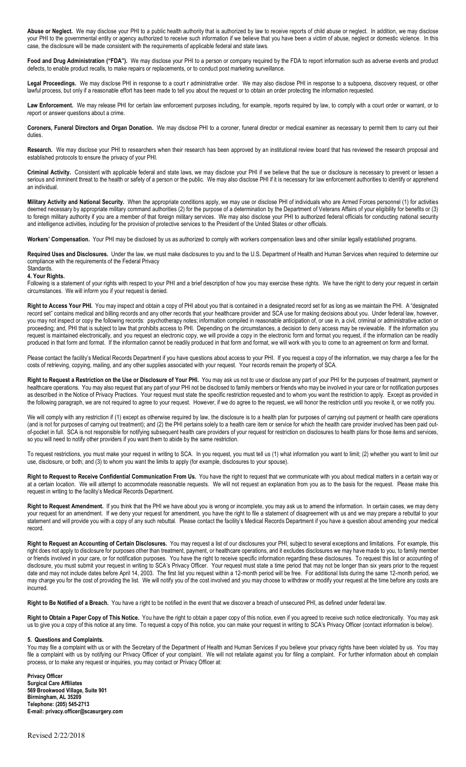**Abuse or Neglect.** We may disclose your PHI to a public health authority that is authorized by law to receive reports of child abuse or neglect. In addition, we may disclose your PHI to the governmental entity or agency authorized to receive such information if we believe that you have been a victim of abuse, neglect or domestic violence. In this case, the disclosure will be made consistent with the requirements of applicable federal and state laws.

**Food and Drug Administration ("FDA").** We may disclose your PHI to a person or company required by the FDA to report information such as adverse events and product defects, to enable product recalls, to make repairs or replacements, or to conduct post marketing surveillance.

**Legal Proceedings.** We may disclose PHI in response to a court r administrative order. We may also disclose PHI in response to a subpoena, discovery request, or other lawful process, but only if a reasonable effort has been made to tell you about the request or to obtain an order protecting the information requested.

**Law Enforcement.** We may release PHI for certain law enforcement purposes including, for example, reports required by law, to comply with a court order or warrant, or to report or answer questions about a crime.

**Coroners, Funeral Directors and Organ Donation.** We may disclose PHI to a coroner, funeral director or medical examiner as necessary to permit them to carry out their duties.

**Research.** We may disclose your PHI to researchers when their research has been approved by an institutional review board that has reviewed the research proposal and established protocols to ensure the privacy of your PHI.

**Criminal Activity.** Consistent with applicable federal and state laws, we may disclose your PHI if we believe that the sue or disclosure is necessary to prevent or lessen a serious and imminent threat to the health or safety of a person or the public. We may also disclose PHI if it is necessary for law enforcement authorities to identify or apprehend an individual.

**Military Activity and National Security.** When the appropriate conditions apply, we may use or disclose PHI of individuals who are Armed Forces personnel (1) for activities deemed necessary by appropriate military command authorities (2) for the purpose of a determination by the Department of Veterans Affairs of your eligibility for benefits or (3) to foreign military authority if you are a member of that foreign military services. We may also disclose your PHI to authorized federal officials for conducting national security and intelligence activities, including for the provision of protective services to the President of the United States or other officials.

**Workers' Compensation.** Your PHI may be disclosed by us as authorized to comply with workers compensation laws and other similar legally established programs.

**Required Uses and Disclosures.** Under the law, we must make disclosures to you and to the U.S. Department of Health and Human Services when required to determine our compliance with the requirements of the Federal Privacy Standards.

## 4. Your Rights.

Following is a statement of your rights with respect to your PHI and a brief description of how you may exercise these rights. We have the right to deny your request in certain circumstances. We will inform you if your request is denied.

**Right to Access Your PHI.** You may inspect and obtain a copy of PHI about you that is contained in a designated record set for as long as we maintain the PHI. A "designated record set" contains medical and billing records and any other records that your healthcare provider and SCA use for making decisions about you. Under federal law, however, you may not inspect or copy the following records: psychotherapy notes; information compiled in reasonable anticipation of, or use in, a civil, criminal or administrative action or proceeding; and, PHI that is subject to law that prohibits access to PHI. Depending on the circumstances, a decision to deny access may be reviewable. If the information you request is maintained electronically, and you request an electronic copy, we will provide a copy in the electronic form and format you request, if the information can be readily produced in that form and format. If the information cannot be readily produced in that form and format, we will work with you to come to an agreement on form and format.

Please contact the facility's Medical Records Department if you have questions about access to your PHI. If you request a copy of the information, we may charge a fee for the costs of retrieving, copying, mailing, and any other supplies associated with your request. Your records remain the property of SCA.

**Right to Request a Restriction on the Use or Disclosure of Your PHI.** You may ask us not to use or disclose any part of your PHI for the purposes of treatment, payment or healthcare operations. You may also request that any part of your PHI not be disclosed to family members or friends who may be involved in your care or for notification purposes as described in the Notice of Privacy Practices. Your request must state the specific restriction requested and to whom you want the restriction to apply. Except as provided in the following paragraph, we are not required to agree to your request. However, if we do agree to the request, we will honor the restriction until you revoke it, or we notify you.

We will comply with any restriction if (1) except as otherwise required by law, the disclosure is to a health plan for purposes of carrying out payment or health care operations (and is not for purposes of carrying out treatment); and (2) the PHI pertains solely to a health care item or service for which the health care provider involved has been paid out-of-pocket in full. SCA is not responsible for notifying subsequent health care providers of your request for restriction on disclosures to health plans for those items and services, so you will need to notify other providers if you want them to abide by the same restriction.

To request restrictions, you must make your request in writing to SCA. In you request, you must tell us (1) what information you want to limit; (2) whether you want to limit our use, disclosure, or both; and (3) to whom you want the limits to apply (for example, disclosures to your spouse).

**Right to Request to Receive Confidential Communication From Us.** You have the right to request that we communicate with you about medical matters in a certain way or at a certain location. We will attempt to accommodate reasonable requests. We will not request an explanation from you as to the basis for the request. Please make this request in writing to the facility's Medical Records Department.

**Right to Request Amendment.** If you think that the PHI we have about you is wrong or incomplete, you may ask us to amend the information. In certain cases, we may deny your request for an amendment. If we deny your request for amendment, you have the right to file a statement of disagreement with us and we may prepare a rebuttal to your statement and will provide you with a copy of any such rebuttal. Please contact the facility's Medical Records Department if you have a question about amending your medical record.

**Right to Request an Accounting of Certain Disclosures.** You may request a list of our disclosures your PHI, subject to several exceptions and limitations. For example, this right does not apply to disclosure for purposes other than treatment, payment, or healthcare operations, and it excludes disclosures we may have made to you, to family member or friends involved in your care, or for notification purposes. You have the right to receive specific information regarding these disclosures. To request this list or accounting of disclosure, you must submit your request in writing to SCA's Privacy Officer. Your request must state a time period that may not be longer than six years prior to the request date and may not include dates before April 14, 2003. The first list you request within a 12-month period will be free. For additional lists during the same 12-month period, we may charge you for the cost of providing the list. We will notify you of the cost involved and you may choose to withdraw or modify your request at the time before any costs are incurred.

**Right to Be Notified of a Breach.** You have a right to be notified in the event that we discover a breach of unsecured PHI, as defined under federal law.

**Right to Obtain a Paper Copy of This Notice.** You have the right to obtain a paper copy of this notice, even if you agreed to receive such notice electronically. You may ask us to give you a copy of this notice at any time. To request a copy of this notice, you can make your request in writing to SCA's Privacy Officer (contact information is below).

## 5. Questions and Complaints.

You may file a complaint with us or with the Secretary of the Department of Health and Human Services if you believe your privacy rights have been violated by us. You may file a complaint with us by notifying our Privacy Officer of your complaint. We will not retaliate against you for filing a complaint. For further information about eh complain process, or to make any request or inquiries, you may contact or Privacy Officer at:

**Privacy Officer**
**Surgical Care Affiliates**
**569 Brookwood Village, Suite 901**
**Birmingham, AL 35209**
**Telephone: (205) 545-2713**
**E-mail: privacy.officer@scasurgery.com**

Revised 2/22/2018